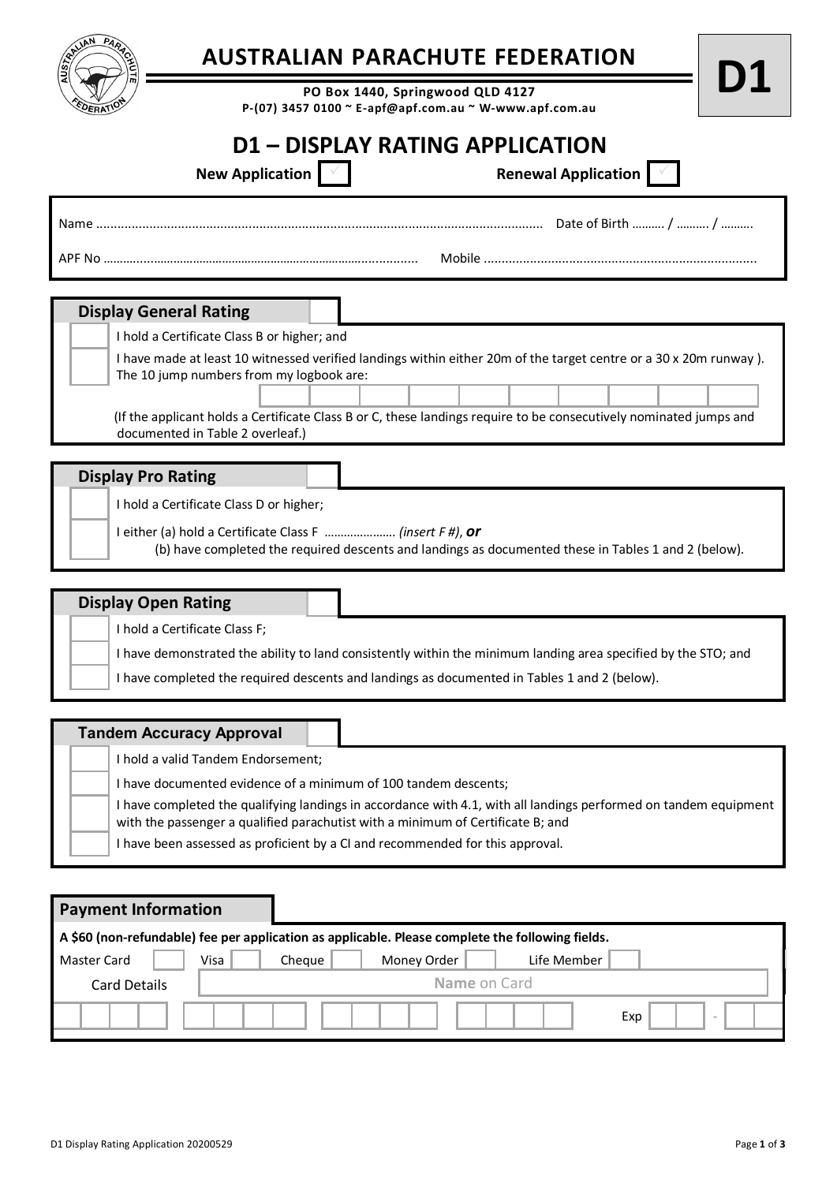# AUSTRALIAN PARACHUTE FEDERATION

**D1**

**PO Box 1440, Springwood QLD 4127**
**P-(07) 3457 0100 ~ E-apf@apf.com.au ~ W-www.apf.com.au**

# D1 – DISPLAY RATING APPLICATION

**New Application** ☐ **Renewal Application** ☐

Name ............................................................................................................................ Date of Birth .......... / .......... / ..........

APF No ............................................................................................ Mobile ............................................................................

## Display General Rating ☐

☐ I hold a Certificate Class B or higher; and

☐ I have made at least 10 witnessed verified landings within either 20m of the target centre or a 30 x 20m runway ). The 10 jump numbers from my logbook are:

| | | | | | | | | | |
|---|---|---|---|---|---|---|---|---|---|
| | | | | | | | | | |

(If the applicant holds a Certificate Class B or C, these landings require to be consecutively nominated jumps and documented in Table 2 overleaf.)

## Display Pro Rating ☐

☐ I hold a Certificate Class D or higher;

☐ I either (a) hold a Certificate Class F ..................... *(insert F #)*, ***or***
(b) have completed the required descents and landings as documented these in Tables 1 and 2 (below).

## Display Open Rating ☐

☐ I hold a Certificate Class F;

☐ I have demonstrated the ability to land consistently within the minimum landing area specified by the STO; and

☐ I have completed the required descents and landings as documented in Tables 1 and 2 (below).

## Tandem Accuracy Approval ☐

☐ I hold a valid Tandem Endorsement;

☐ I have documented evidence of a minimum of 100 tandem descents;

☐ I have completed the qualifying landings in accordance with 4.1, with all landings performed on tandem equipment with the passenger a qualified parachutist with a minimum of Certificate B; and

☐ I have been assessed as proficient by a CI and recommended for this approval.

## Payment Information

**A $60 (non-refundable) fee per application as applicable. Please complete the following fields.**

Master Card ☐ Visa ☐ Cheque ☐ Money Order ☐ Life Member ☐

Card Details: **Name** on Card ____________________

Card Number: ☐☐☐☐ ☐☐☐☐ ☐☐☐☐ ☐☐☐☐ Exp ☐☐ - ☐☐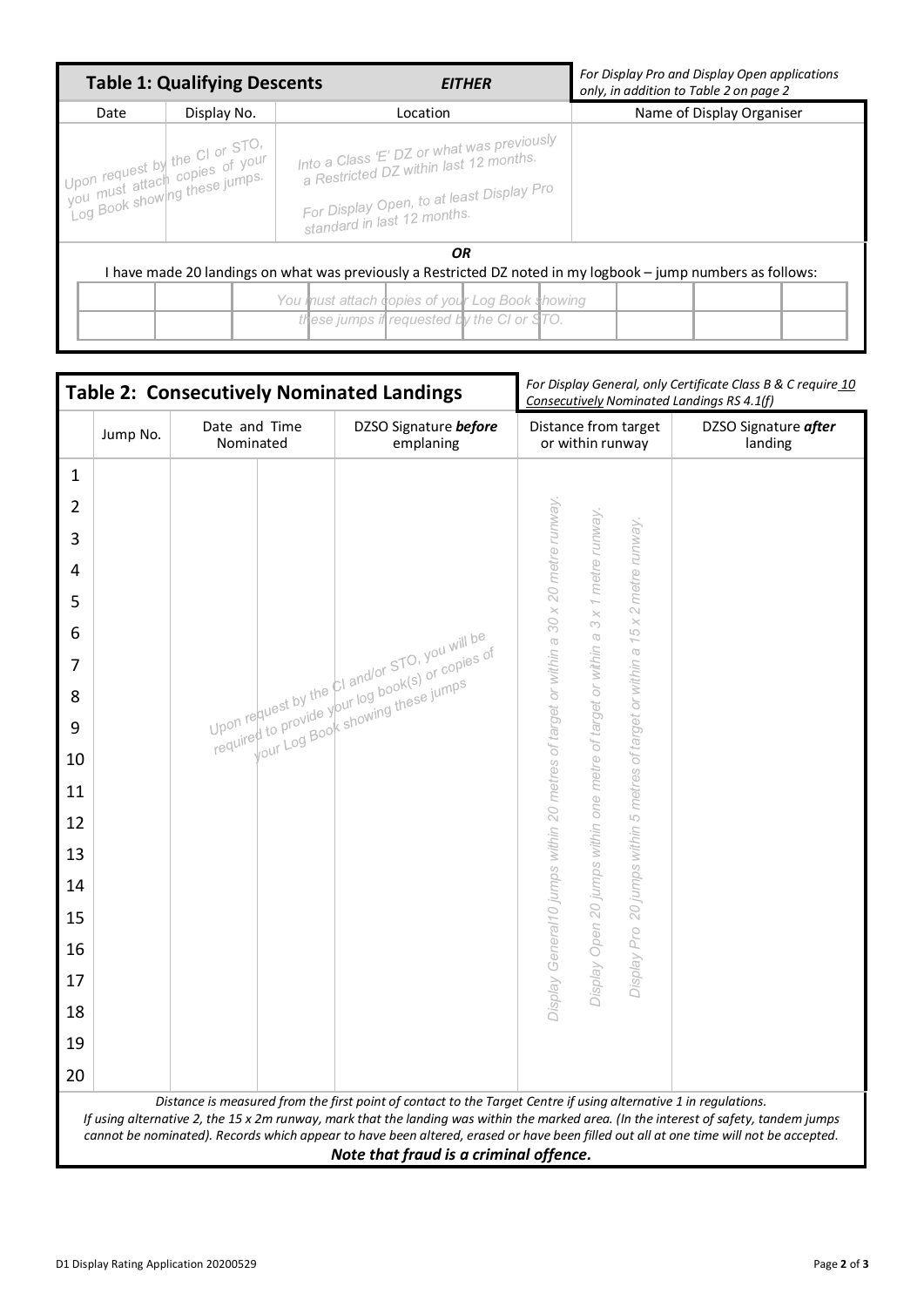## Table 1: Qualifying Descents

*EITHER*

*For Display Pro and Display Open applications only, in addition to Table 2 on page 2*

| Date | Display No. | Location | Name of Display Organiser |
|---|---|---|---|
| Upon request by the CI or STO, you must attach copies of your Log Book showing these jumps. | | Into a Class 'E' DZ or what was previously a Restricted DZ within last 12 months. For Display Open, to at least Display Pro standard in last 12 months. | |

*OR*

I have made 20 landings on what was previously a Restricted DZ noted in my logbook – jump numbers as follows:

| | | | | | | | | |
|---|---|---|---|---|---|---|---|---|
| | | You must attach copies of your Log Book showing these jumps if requested by the CI or STO. | | | | | | |
| | | | | | | | | |

## Table 2: Consecutively Nominated Landings

*For Display General, only Certificate Class B & C require 10 Consecutively Nominated Landings RS 4.1(f)*

| | Jump No. | Date and Time Nominated | | DZSO Signature ***before*** emplaning | Distance from target or within runway | DZSO Signature ***after*** landing |
|---|---|---|---|---|---|---|
| 1 | | | | | | |
| 2 | | | | | | |
| 3 | | | | | | |
| 4 | | | | | | |
| 5 | | | | | | |
| 6 | | | | | | |
| 7 | | | | | | |
| 8 | | | | | | |
| 9 | | | | | | |
| 10 | | | | | | |
| 11 | | | | | | |
| 12 | | | | | | |
| 13 | | | | | | |
| 14 | | | | | | |
| 15 | | | | | | |
| 16 | | | | | | |
| 17 | | | | | | |
| 18 | | | | | | |
| 19 | | | | | | |
| 20 | | | | | | |

*Upon request by the CI and/or STO, you will be required to provide your log book(s) or copies of your Log Book showing these jumps*

*Display General 10 jumps within 20 metres of target or within a 30 x 20 metre runway.*

*Display Open 20 jumps within one metre of target or within a 3 x 1 metre runway.*

*Display Pro 20 jumps within 5 metres of target or within a 15 x 2 metre runway.*

*Distance is measured from the first point of contact to the Target Centre if using alternative 1 in regulations. If using alternative 2, the 15 x 2m runway, mark that the landing was within the marked area. (In the interest of safety, tandem jumps cannot be nominated). Records which appear to have been altered, erased or have been filled out all at one time will not be accepted.*

***Note that fraud is a criminal offence.***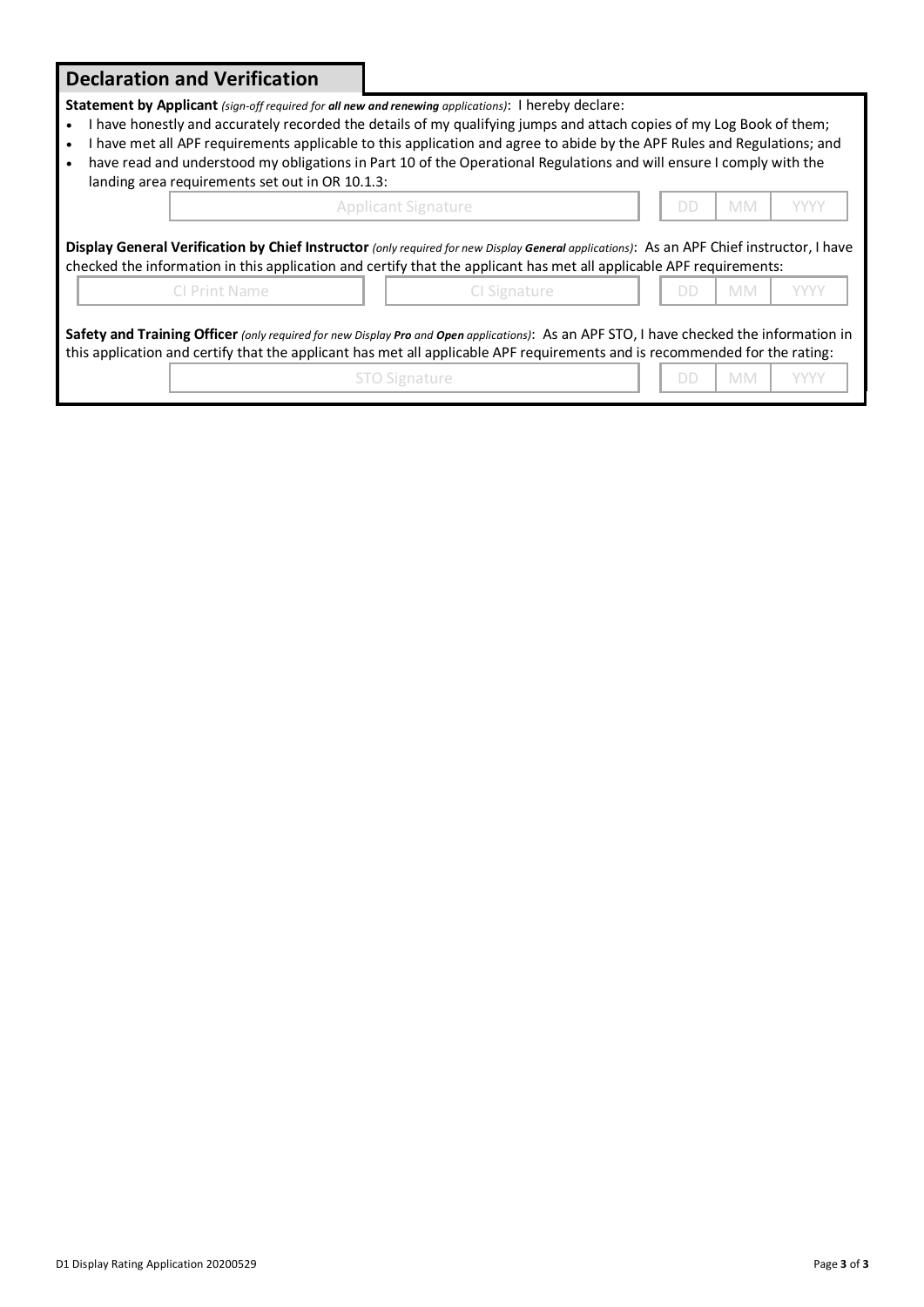## Declaration and Verification

**Statement by Applicant** *(sign-off required for **all new and renewing** applications)*: I hereby declare:

- I have honestly and accurately recorded the details of my qualifying jumps and attach copies of my Log Book of them;
- I have met all APF requirements applicable to this application and agree to abide by the APF Rules and Regulations; and
- have read and understood my obligations in Part 10 of the Operational Regulations and will ensure I comply with the landing area requirements set out in OR 10.1.3:

| Applicant Signature | DD | MM | YYYY |
|---|---|---|---|
| | | | |

**Display General Verification by Chief Instructor** *(only required for new Display **General** applications)*: As an APF Chief instructor, I have checked the information in this application and certify that the applicant has met all applicable APF requirements:

| CI Print Name | CI Signature | DD | MM | YYYY |
|---|---|---|---|---|
| | | | | |

**Safety and Training Officer** *(only required for new Display **Pro** and **Open** applications)*: As an APF STO, I have checked the information in this application and certify that the applicant has met all applicable APF requirements and is recommended for the rating:

| STO Signature | DD | MM | YYYY |
|---|---|---|---|
| | | | |

D1 Display Rating Application 20200529